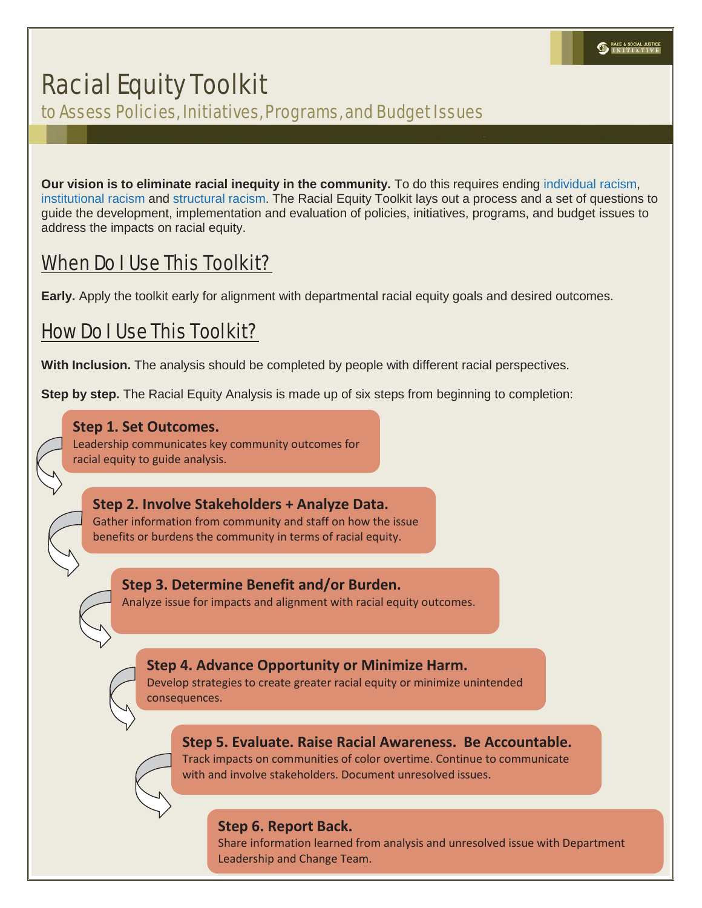# Racial Equity Toolkit

## to Assess Policies, Initiatives, Programs, and Budget Issues

**Our vision is to eliminate racial inequity in the community.** To do this requires ending individual racism, institutional racism and structural racism. The Racial Equity Toolkit lays out a process and a set of questions to guide the development, implementation and evaluation of policies, initiatives, programs, and budget issues to address the impacts on racial equity.

## When Do I Use This Toolkit?

**Early.** Apply the toolkit early for alignment with departmental racial equity goals and desired outcomes.

## How Do I Use This Toolkit?

**With Inclusion.** The analysis should be completed by people with different racial perspectives.

**Step by step.** The Racial Equity Analysis is made up of six steps from beginning to completion:

**Step 1. Set Outcomes.**
Leadership communicates key community outcomes for racial equity to guide analysis.

**Step 2. Involve Stakeholders + Analyze Data.**
Gather information from community and staff on how the issue benefits or burdens the community in terms of racial equity.

**Step 3. Determine Benefit and/or Burden.**
Analyze issue for impacts and alignment with racial equity outcomes.

**Step 4. Advance Opportunity or Minimize Harm.**
Develop strategies to create greater racial equity or minimize unintended consequences.

**Step 5. Evaluate. Raise Racial Awareness. Be Accountable.**
Track impacts on communities of color overtime. Continue to communicate with and involve stakeholders. Document unresolved issues.

**Step 6. Report Back.**
Share information learned from analysis and unresolved issue with Department Leadership and Change Team.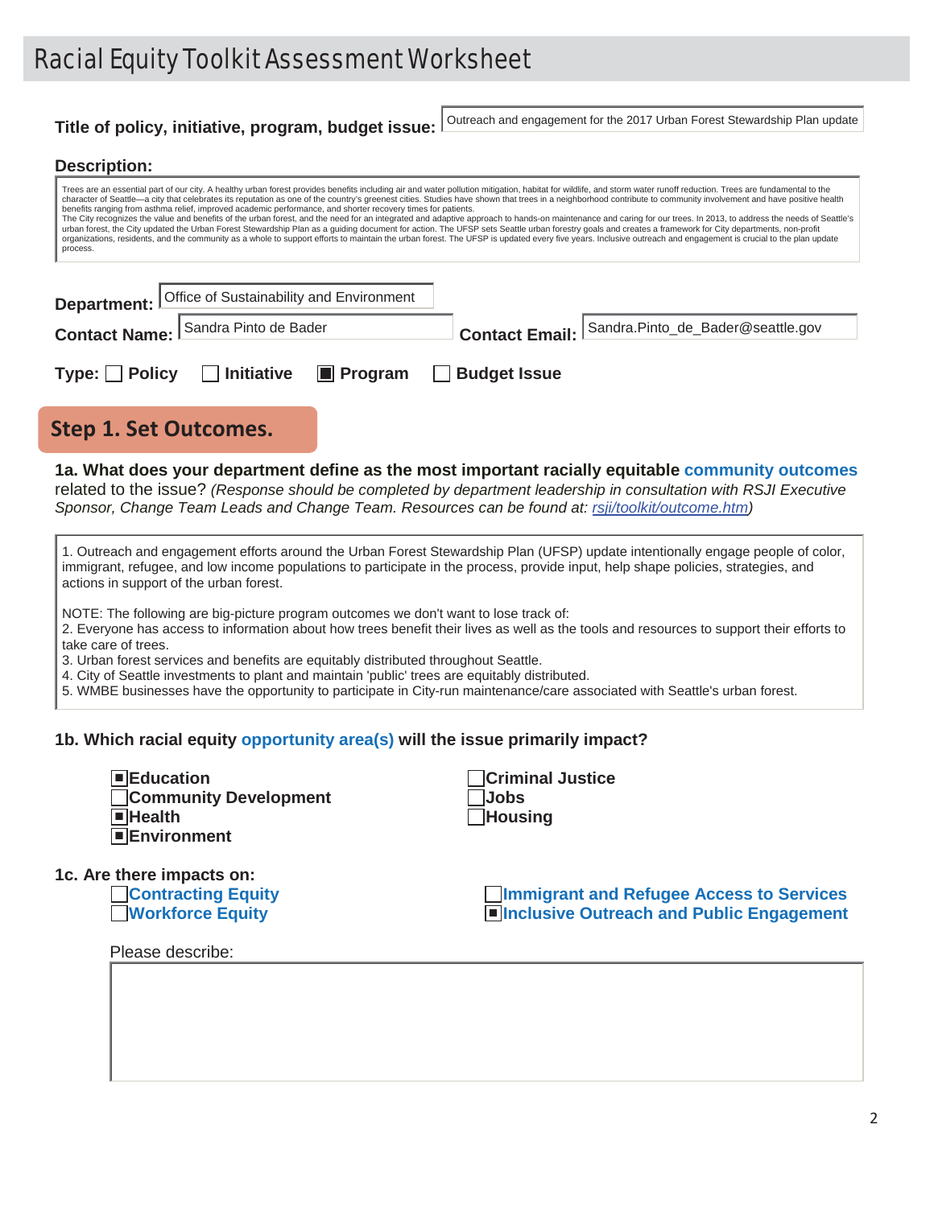# Racial Equity Toolkit Assessment Worksheet

**Title of policy, initiative, program, budget issue:** Outreach and engagement for the 2017 Urban Forest Stewardship Plan update

**Description:**

Trees are an essential part of our city. A healthy urban forest provides benefits including air and water pollution mitigation, habitat for wildlife, and storm water runoff reduction. Trees are fundamental to the character of Seattle—a city that celebrates its reputation as one of the country's greenest cities. Studies have shown that trees in a neighborhood contribute to community involvement and have positive health benefits ranging from asthma relief, improved academic performance, and shorter recovery times for patients.
The City recognizes the value and benefits of the urban forest, and the need for an integrated and adaptive approach to hands-on maintenance and caring for our trees. In 2013, to address the needs of Seattle's urban forest, the City updated the Urban Forest Stewardship Plan as a guiding document for action. The UFSP sets Seattle urban forestry goals and creates a framework for City departments, non-profit organizations, residents, and the community as a whole to support efforts to maintain the urban forest. The UFSP is updated every five years. Inclusive outreach and engagement is crucial to the plan update process.

**Department:** Office of Sustainability and Environment

**Contact Name:** Sandra Pinto de Bader **Contact Email:** Sandra.Pinto_de_Bader@seattle.gov

**Type:** ☐ Policy ☐ Initiative ☒ Program ☐ Budget Issue

## Step 1. Set Outcomes.

**1a. What does your department define as the most important racially equitable community outcomes related to the issue?** *(Response should be completed by department leadership in consultation with RSJI Executive Sponsor, Change Team Leads and Change Team. Resources can be found at: rsji/toolkit/outcome.htm)*

1. Outreach and engagement efforts around the Urban Forest Stewardship Plan (UFSP) update intentionally engage people of color, immigrant, refugee, and low income populations to participate in the process, provide input, help shape policies, strategies, and actions in support of the urban forest.

NOTE: The following are big-picture program outcomes we don't want to lose track of:
2. Everyone has access to information about how trees benefit their lives as well as the tools and resources to support their efforts to take care of trees.
3. Urban forest services and benefits are equitably distributed throughout Seattle.
4. City of Seattle investments to plant and maintain 'public' trees are equitably distributed.
5. WMBE businesses have the opportunity to participate in City-run maintenance/care associated with Seattle's urban forest.

**1b. Which racial equity opportunity area(s) will the issue primarily impact?**

- ☒ Education
- ☐ Community Development
- ☒ Health
- ☒ Environment
- ☐ Criminal Justice
- ☐ Jobs
- ☐ Housing

**1c. Are there impacts on:**

- ☐ Contracting Equity
- ☐ Workforce Equity
- ☐ Immigrant and Refugee Access to Services
- ☒ Inclusive Outreach and Public Engagement

Please describe: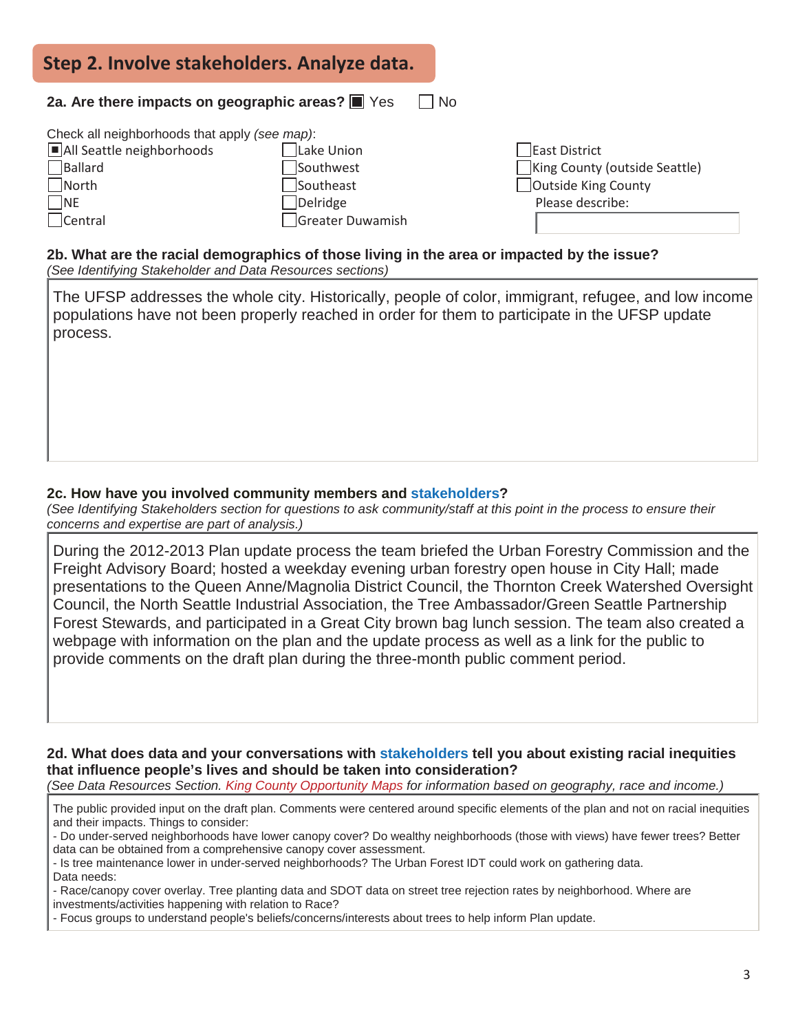## Step 2. Involve stakeholders. Analyze data.

**2a. Are there impacts on geographic areas?** ☒ Yes ☐ No

Check all neighborhoods that apply *(see map)*:

- ☒ All Seattle neighborhoods
- ☐ Ballard
- ☐ North
- ☐ NE
- ☐ Central
- ☐ Lake Union
- ☐ Southwest
- ☐ Southeast
- ☐ Delridge
- ☐ Greater Duwamish
- ☐ East District
- ☐ King County (outside Seattle)
- ☐ Outside King County

Please describe:

**2b. What are the racial demographics of those living in the area or impacted by the issue?**
*(See Identifying Stakeholder and Data Resources sections)*

The UFSP addresses the whole city. Historically, people of color, immigrant, refugee, and low income populations have not been properly reached in order for them to participate in the UFSP update process.

**2c. How have you involved community members and stakeholders?**
*(See Identifying Stakeholders section for questions to ask community/staff at this point in the process to ensure their concerns and expertise are part of analysis.)*

During the 2012-2013 Plan update process the team briefed the Urban Forestry Commission and the Freight Advisory Board; hosted a weekday evening urban forestry open house in City Hall; made presentations to the Queen Anne/Magnolia District Council, the Thornton Creek Watershed Oversight Council, the North Seattle Industrial Association, the Tree Ambassador/Green Seattle Partnership Forest Stewards, and participated in a Great City brown bag lunch session. The team also created a webpage with information on the plan and the update process as well as a link for the public to provide comments on the draft plan during the three-month public comment period.

**2d. What does data and your conversations with stakeholders tell you about existing racial inequities that influence people's lives and should be taken into consideration?**
*(See Data Resources Section. King County Opportunity Maps for information based on geography, race and income.)*

The public provided input on the draft plan. Comments were centered around specific elements of the plan and not on racial inequities and their impacts. Things to consider:
- Do under-served neighborhoods have lower canopy cover? Do wealthy neighborhoods (those with views) have fewer trees? Better data can be obtained from a comprehensive canopy cover assessment.
- Is tree maintenance lower in under-served neighborhoods? The Urban Forest IDT could work on gathering data.

Data needs:
- Race/canopy cover overlay. Tree planting data and SDOT data on street tree rejection rates by neighborhood. Where are investments/activities happening with relation to Race?
- Focus groups to understand people's beliefs/concerns/interests about trees to help inform Plan update.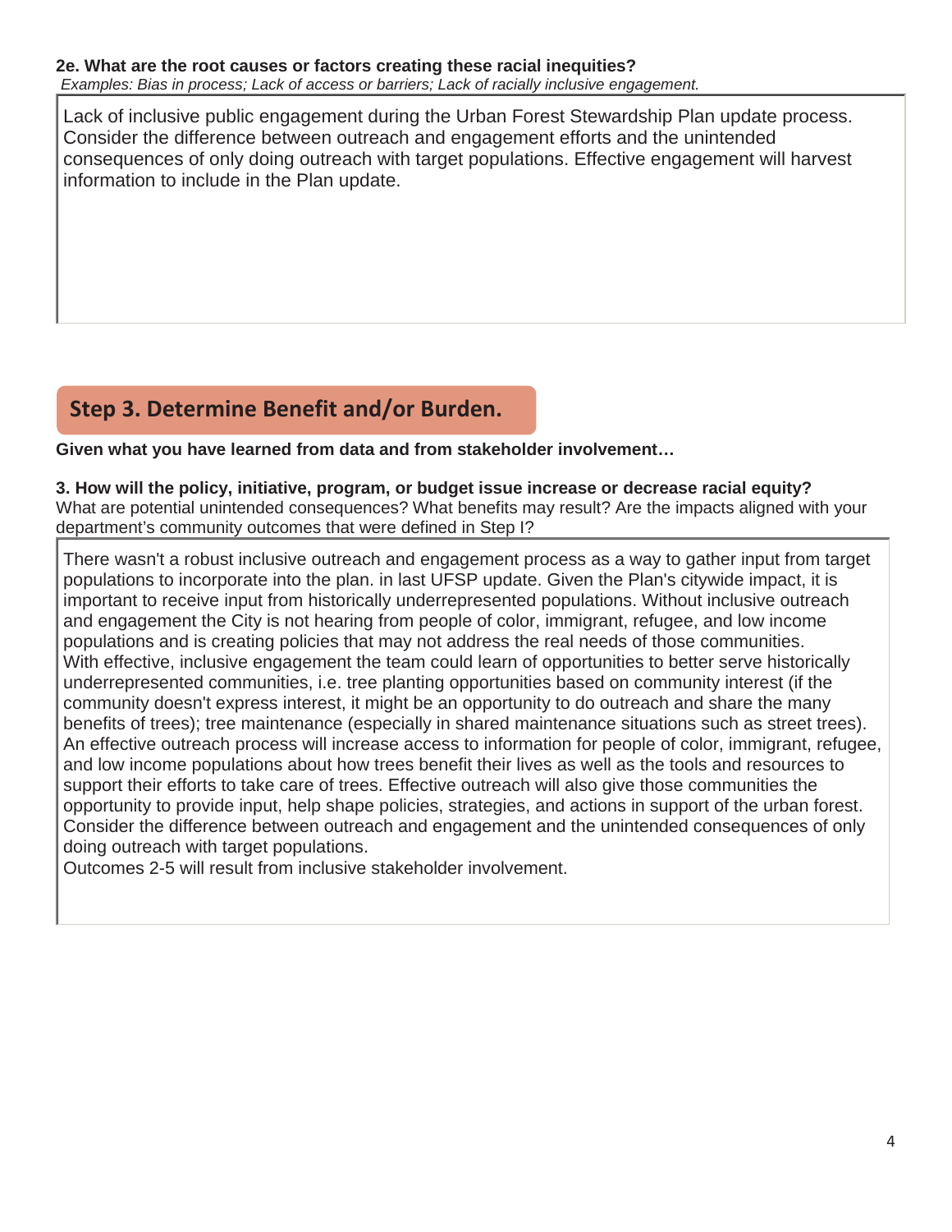**2e. What are the root causes or factors creating these racial inequities?**

*Examples: Bias in process; Lack of access or barriers; Lack of racially inclusive engagement.*

Lack of inclusive public engagement during the Urban Forest Stewardship Plan update process. Consider the difference between outreach and engagement efforts and the unintended consequences of only doing outreach with target populations. Effective engagement will harvest information to include in the Plan update.

## Step 3. Determine Benefit and/or Burden.

**Given what you have learned from data and from stakeholder involvement…**

**3. How will the policy, initiative, program, or budget issue increase or decrease racial equity?**
What are potential unintended consequences? What benefits may result? Are the impacts aligned with your department's community outcomes that were defined in Step I?

There wasn't a robust inclusive outreach and engagement process as a way to gather input from target populations to incorporate into the plan. in last UFSP update. Given the Plan's citywide impact, it is important to receive input from historically underrepresented populations. Without inclusive outreach and engagement the City is not hearing from people of color, immigrant, refugee, and low income populations and is creating policies that may not address the real needs of those communities.
With effective, inclusive engagement the team could learn of opportunities to better serve historically underrepresented communities, i.e. tree planting opportunities based on community interest (if the community doesn't express interest, it might be an opportunity to do outreach and share the many benefits of trees); tree maintenance (especially in shared maintenance situations such as street trees). An effective outreach process will increase access to information for people of color, immigrant, refugee, and low income populations about how trees benefit their lives as well as the tools and resources to support their efforts to take care of trees. Effective outreach will also give those communities the opportunity to provide input, help shape policies, strategies, and actions in support of the urban forest. Consider the difference between outreach and engagement and the unintended consequences of only doing outreach with target populations.
Outcomes 2-5 will result from inclusive stakeholder involvement.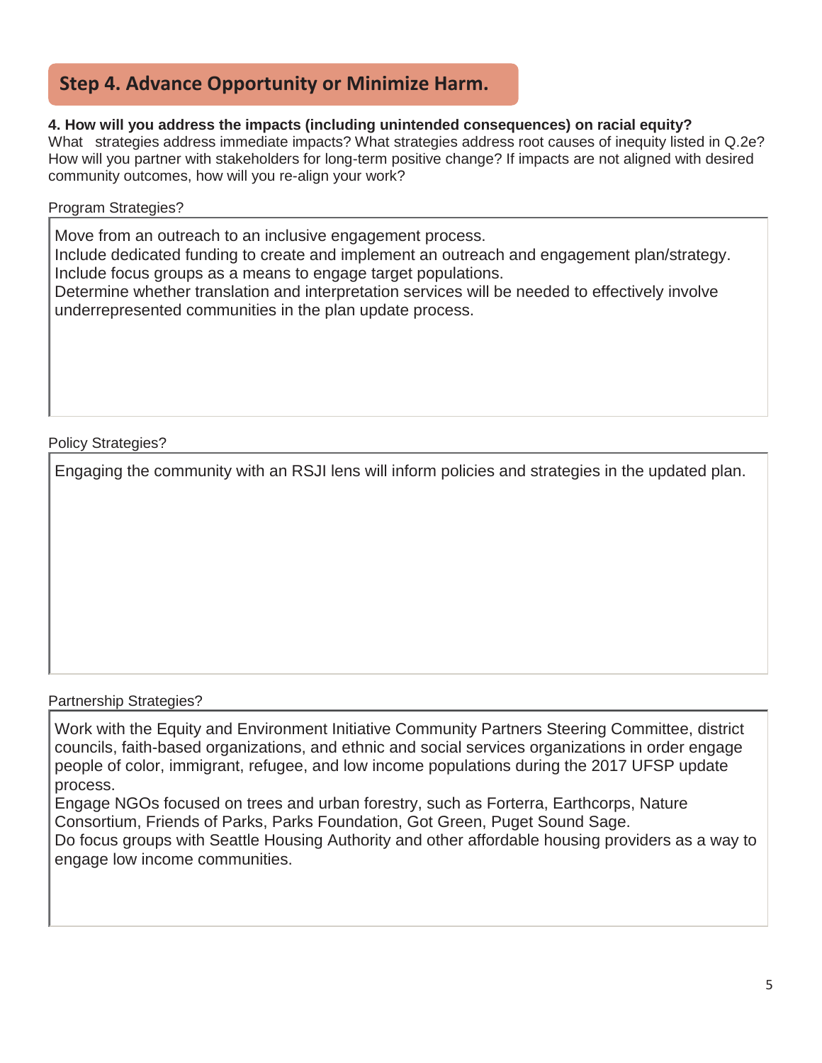## Step 4. Advance Opportunity or Minimize Harm.

**4. How will you address the impacts (including unintended consequences) on racial equity?**
What strategies address immediate impacts? What strategies address root causes of inequity listed in Q.2e? How will you partner with stakeholders for long-term positive change? If impacts are not aligned with desired community outcomes, how will you re-align your work?

Program Strategies?

Move from an outreach to an inclusive engagement process.
Include dedicated funding to create and implement an outreach and engagement plan/strategy.
Include focus groups as a means to engage target populations.
Determine whether translation and interpretation services will be needed to effectively involve underrepresented communities in the plan update process.

Policy Strategies?

Engaging the community with an RSJI lens will inform policies and strategies in the updated plan.

Partnership Strategies?

Work with the Equity and Environment Initiative Community Partners Steering Committee, district councils, faith-based organizations, and ethnic and social services organizations in order engage people of color, immigrant, refugee, and low income populations during the 2017 UFSP update process.
Engage NGOs focused on trees and urban forestry, such as Forterra, Earthcorps, Nature Consortium, Friends of Parks, Parks Foundation, Got Green, Puget Sound Sage.
Do focus groups with Seattle Housing Authority and other affordable housing providers as a way to engage low income communities.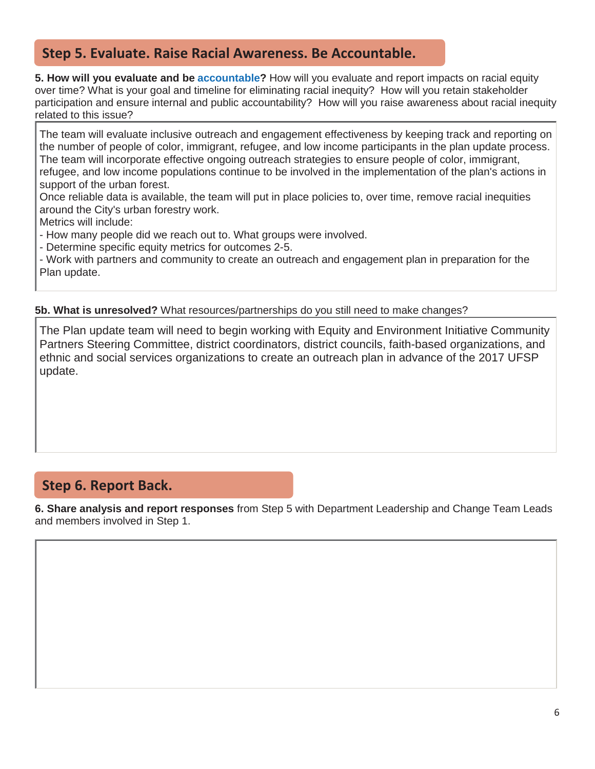## Step 5. Evaluate. Raise Racial Awareness. Be Accountable.

**5. How will you evaluate and be accountable?** How will you evaluate and report impacts on racial equity over time? What is your goal and timeline for eliminating racial inequity? How will you retain stakeholder participation and ensure internal and public accountability? How will you raise awareness about racial inequity related to this issue?

The team will evaluate inclusive outreach and engagement effectiveness by keeping track and reporting on the number of people of color, immigrant, refugee, and low income participants in the plan update process. The team will incorporate effective ongoing outreach strategies to ensure people of color, immigrant, refugee, and low income populations continue to be involved in the implementation of the plan's actions in support of the urban forest.
Once reliable data is available, the team will put in place policies to, over time, remove racial inequities around the City's urban forestry work.
Metrics will include:
- How many people did we reach out to. What groups were involved.
- Determine specific equity metrics for outcomes 2-5.
- Work with partners and community to create an outreach and engagement plan in preparation for the Plan update.

**5b. What is unresolved?** What resources/partnerships do you still need to make changes?

The Plan update team will need to begin working with Equity and Environment Initiative Community Partners Steering Committee, district coordinators, district councils, faith-based organizations, and ethnic and social services organizations to create an outreach plan in advance of the 2017 UFSP update.

## Step 6. Report Back.

**6. Share analysis and report responses** from Step 5 with Department Leadership and Change Team Leads and members involved in Step 1.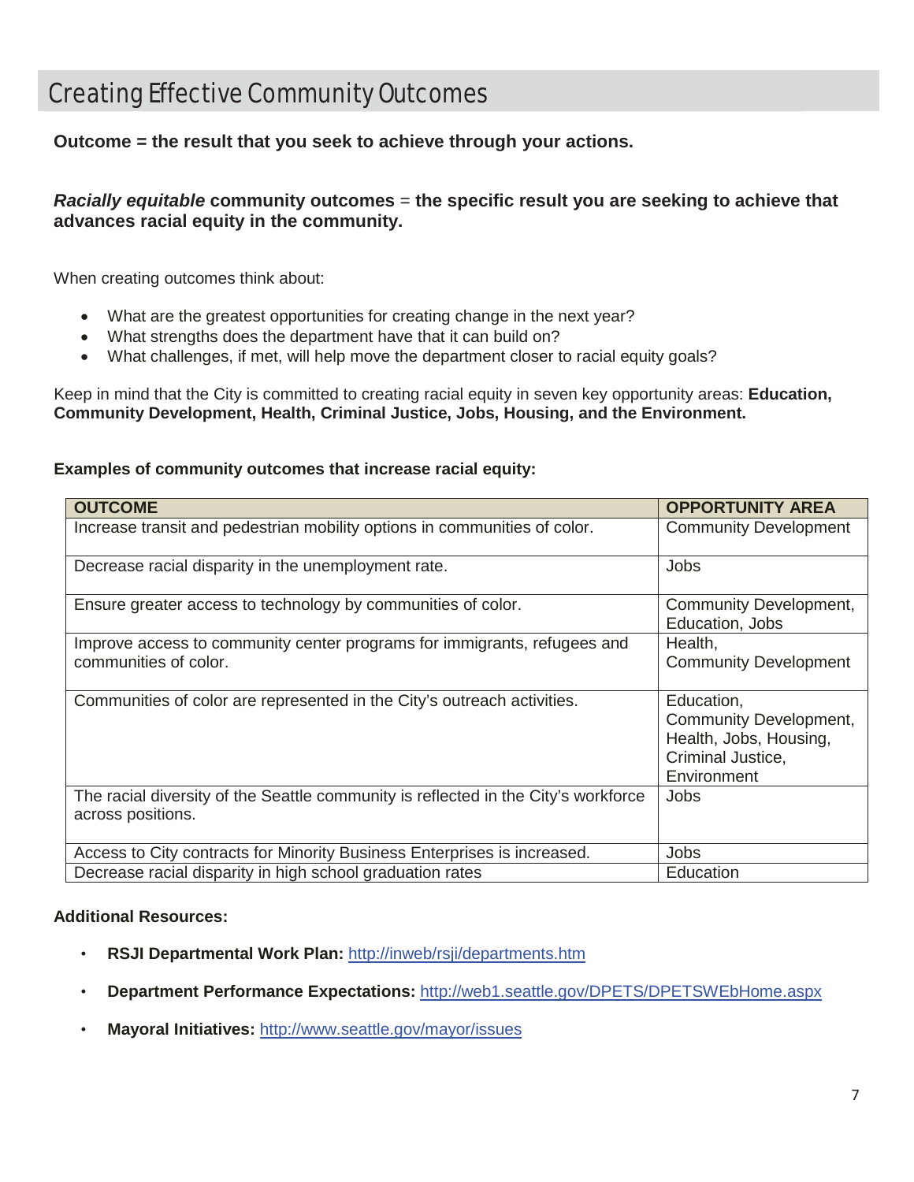# Creating Effective Community Outcomes

**Outcome = the result that you seek to achieve through your actions.**

***Racially equitable*** **community outcomes** = **the specific result you are seeking to achieve that advances racial equity in the community.**

When creating outcomes think about:

- What are the greatest opportunities for creating change in the next year?
- What strengths does the department have that it can build on?
- What challenges, if met, will help move the department closer to racial equity goals?

Keep in mind that the City is committed to creating racial equity in seven key opportunity areas: **Education, Community Development, Health, Criminal Justice, Jobs, Housing, and the Environment.**

**Examples of community outcomes that increase racial equity:**

| OUTCOME | OPPORTUNITY AREA |
|---|---|
| Increase transit and pedestrian mobility options in communities of color. | Community Development |
| Decrease racial disparity in the unemployment rate. | Jobs |
| Ensure greater access to technology by communities of color. | Community Development, Education, Jobs |
| Improve access to community center programs for immigrants, refugees and communities of color. | Health, Community Development |
| Communities of color are represented in the City's outreach activities. | Education, Community Development, Health, Jobs, Housing, Criminal Justice, Environment |
| The racial diversity of the Seattle community is reflected in the City's workforce across positions. | Jobs |
| Access to City contracts for Minority Business Enterprises is increased. | Jobs |
| Decrease racial disparity in high school graduation rates | Education |

**Additional Resources:**

- **RSJI Departmental Work Plan:** http://inweb/rsji/departments.htm
- **Department Performance Expectations:** http://web1.seattle.gov/DPETS/DPETSWEbHome.aspx
- **Mayoral Initiatives:** http://www.seattle.gov/mayor/issues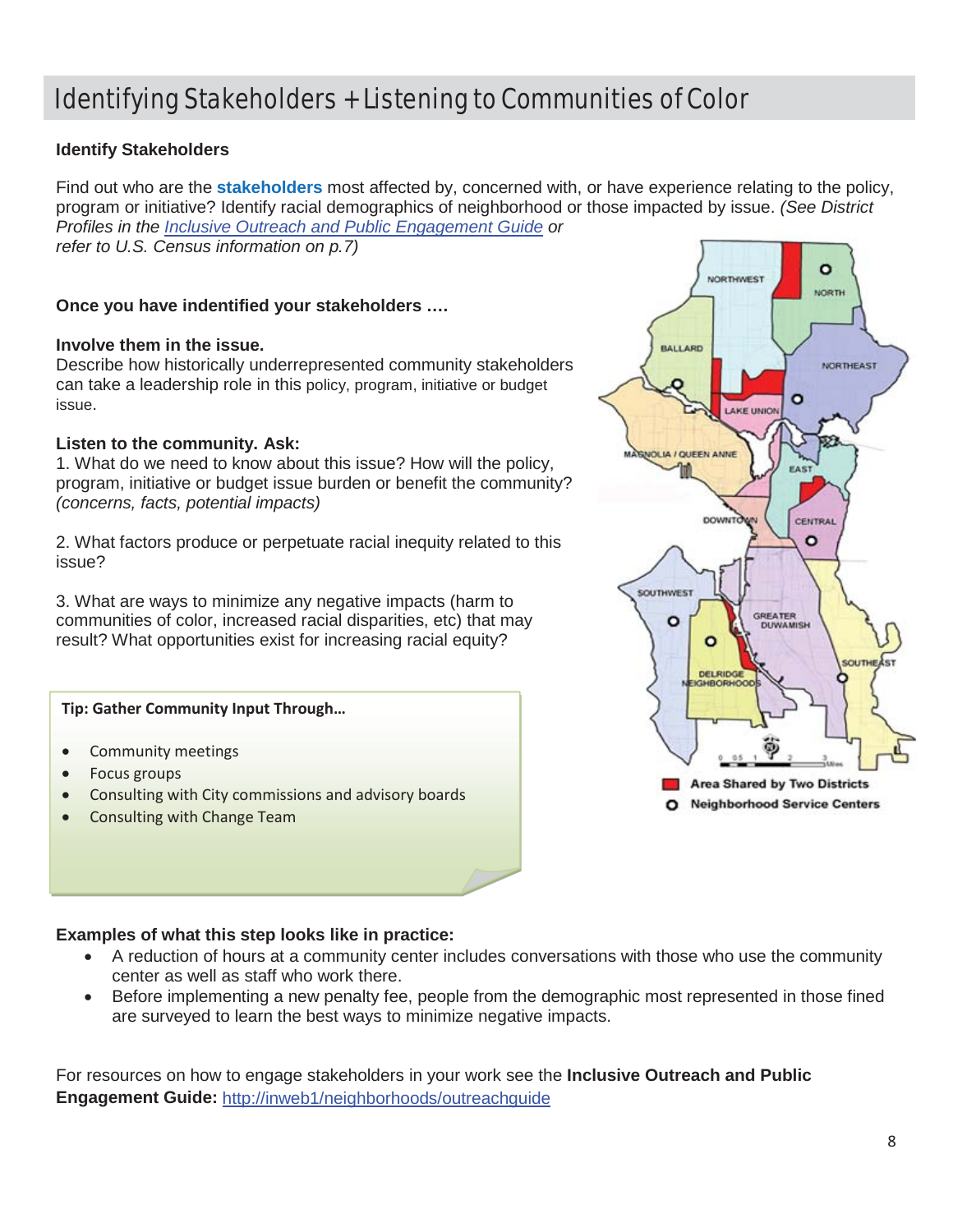# Identifying Stakeholders + Listening to Communities of Color

**Identify Stakeholders**

Find out who are the **stakeholders** most affected by, concerned with, or have experience relating to the policy, program or initiative? Identify racial demographics of neighborhood or those impacted by issue. *(See District Profiles in the [Inclusive Outreach and Public Engagement Guide]() or refer to U.S. Census information on p.7)*

**Once you have indentified your stakeholders ….**

**Involve them in the issue.**
Describe how historically underrepresented community stakeholders can take a leadership role in this policy, program, initiative or budget issue.

**Listen to the community. Ask:**
1. What do we need to know about this issue? How will the policy, program, initiative or budget issue burden or benefit the community? *(concerns, facts, potential impacts)*

2. What factors produce or perpetuate racial inequity related to this issue?

3. What are ways to minimize any negative impacts (harm to communities of color, increased racial disparities, etc) that may result? What opportunities exist for increasing racial equity?

**Tip: Gather Community Input Through…**

- Community meetings
- Focus groups
- Consulting with City commissions and advisory boards
- Consulting with Change Team

**Examples of what this step looks like in practice:**

- A reduction of hours at a community center includes conversations with those who use the community center as well as staff who work there.
- Before implementing a new penalty fee, people from the demographic most represented in those fined are surveyed to learn the best ways to minimize negative impacts.

For resources on how to engage stakeholders in your work see the **Inclusive Outreach and Public Engagement Guide:** http://inweb1/neighborhoods/outreachguide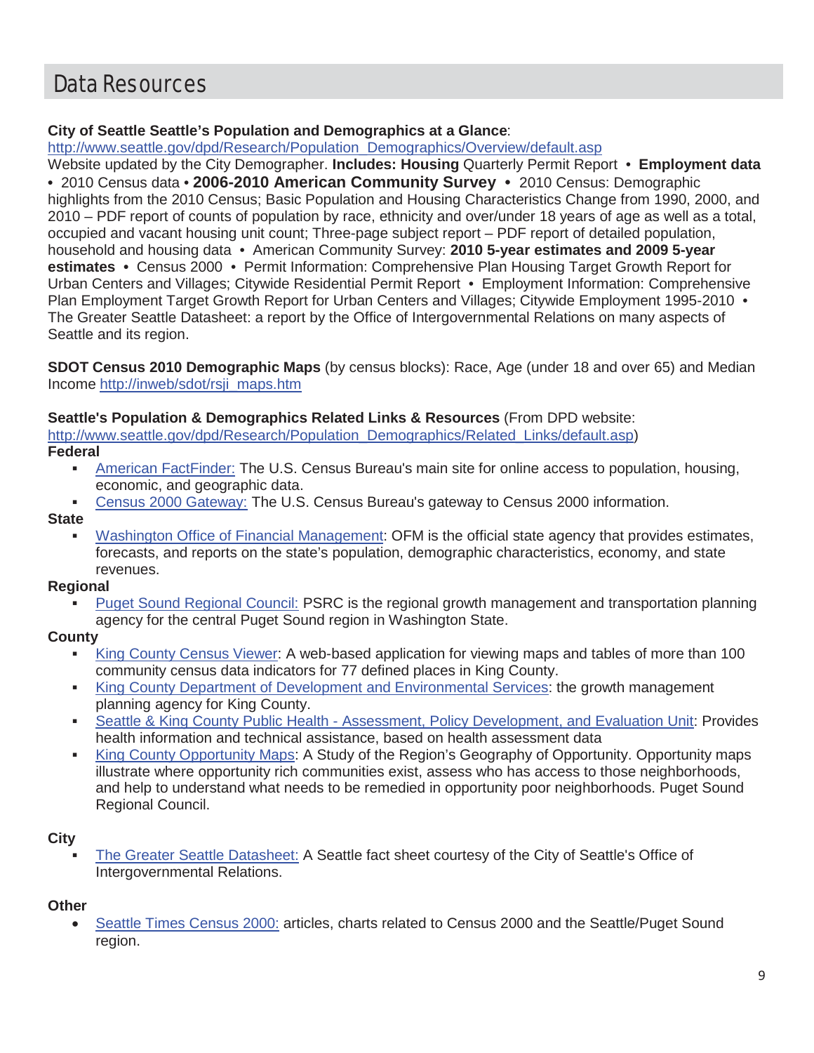# Data Resources

**City of Seattle Seattle's Population and Demographics at a Glance**:
http://www.seattle.gov/dpd/Research/Population_Demographics/Overview/default.asp
Website updated by the City Demographer. **Includes: Housing** Quarterly Permit Report • **Employment data** • 2010 Census data • **2006-2010 American Community Survey** • 2010 Census: Demographic highlights from the 2010 Census; Basic Population and Housing Characteristics Change from 1990, 2000, and 2010 – PDF report of counts of population by race, ethnicity and over/under 18 years of age as well as a total, occupied and vacant housing unit count; Three-page subject report – PDF report of detailed population, household and housing data • American Community Survey: **2010 5-year estimates and 2009 5-year estimates** • Census 2000 • Permit Information: Comprehensive Plan Housing Target Growth Report for Urban Centers and Villages; Citywide Residential Permit Report • Employment Information: Comprehensive Plan Employment Target Growth Report for Urban Centers and Villages; Citywide Employment 1995-2010 • The Greater Seattle Datasheet: a report by the Office of Intergovernmental Relations on many aspects of Seattle and its region.

**SDOT Census 2010 Demographic Maps** (by census blocks): Race, Age (under 18 and over 65) and Median Income http://inweb/sdot/rsji_maps.htm

**Seattle's Population & Demographics Related Links & Resources** (From DPD website: http://www.seattle.gov/dpd/Research/Population_Demographics/Related_Links/default.asp)

**Federal**

- American FactFinder: The U.S. Census Bureau's main site for online access to population, housing, economic, and geographic data.
- Census 2000 Gateway: The U.S. Census Bureau's gateway to Census 2000 information.

**State**

- Washington Office of Financial Management: OFM is the official state agency that provides estimates, forecasts, and reports on the state's population, demographic characteristics, economy, and state revenues.

**Regional**

- Puget Sound Regional Council: PSRC is the regional growth management and transportation planning agency for the central Puget Sound region in Washington State.

**County**

- King County Census Viewer: A web-based application for viewing maps and tables of more than 100 community census data indicators for 77 defined places in King County.
- King County Department of Development and Environmental Services: the growth management planning agency for King County.
- Seattle & King County Public Health - Assessment, Policy Development, and Evaluation Unit: Provides health information and technical assistance, based on health assessment data
- King County Opportunity Maps: A Study of the Region's Geography of Opportunity. Opportunity maps illustrate where opportunity rich communities exist, assess who has access to those neighborhoods, and help to understand what needs to be remedied in opportunity poor neighborhoods. Puget Sound Regional Council.

**City**

- The Greater Seattle Datasheet: A Seattle fact sheet courtesy of the City of Seattle's Office of Intergovernmental Relations.

**Other**

- Seattle Times Census 2000: articles, charts related to Census 2000 and the Seattle/Puget Sound region.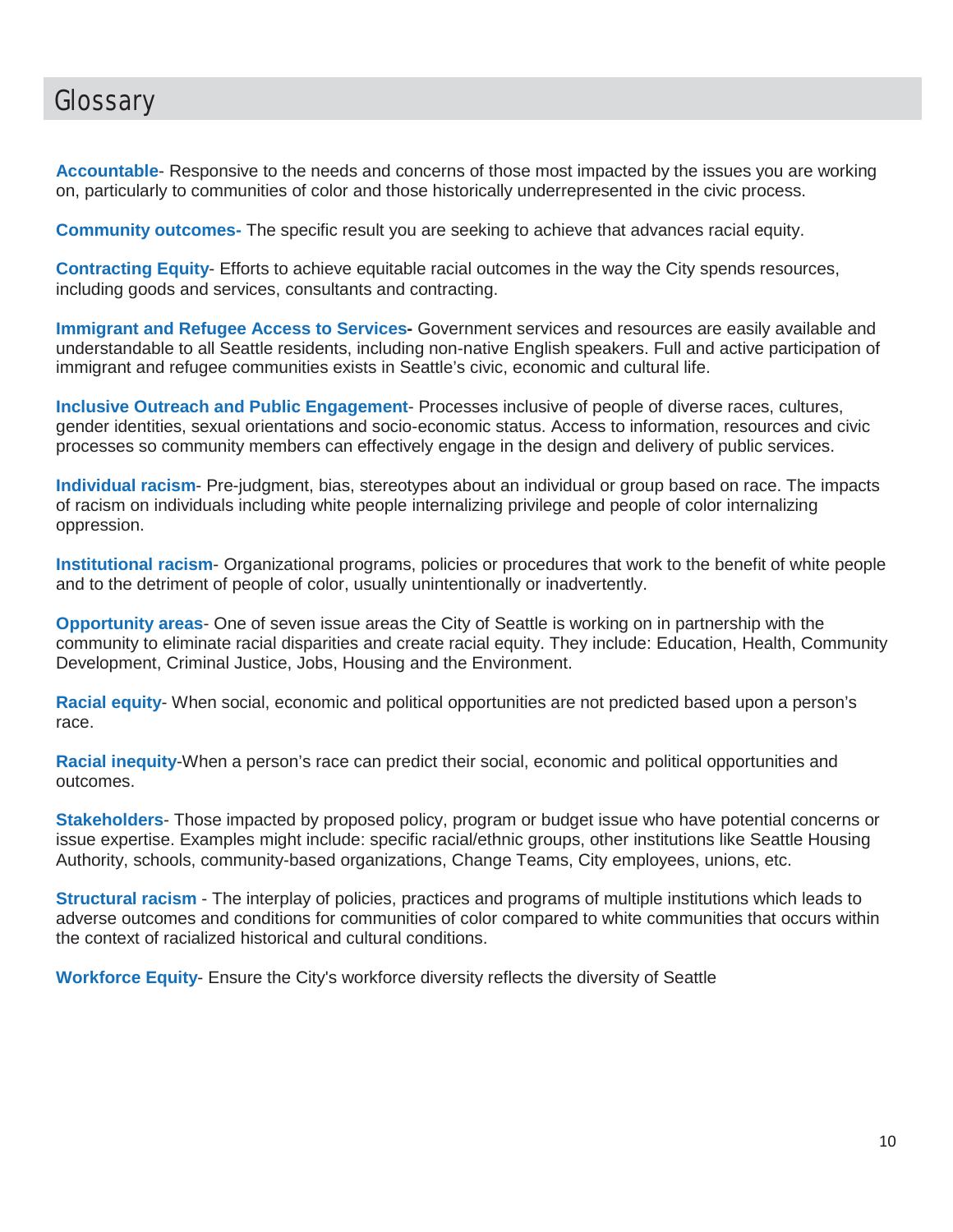# Glossary

**Accountable**- Responsive to the needs and concerns of those most impacted by the issues you are working on, particularly to communities of color and those historically underrepresented in the civic process.

**Community outcomes-** The specific result you are seeking to achieve that advances racial equity.

**Contracting Equity**- Efforts to achieve equitable racial outcomes in the way the City spends resources, including goods and services, consultants and contracting.

**Immigrant and Refugee Access to Services-** Government services and resources are easily available and understandable to all Seattle residents, including non-native English speakers. Full and active participation of immigrant and refugee communities exists in Seattle's civic, economic and cultural life.

**Inclusive Outreach and Public Engagement**- Processes inclusive of people of diverse races, cultures, gender identities, sexual orientations and socio-economic status. Access to information, resources and civic processes so community members can effectively engage in the design and delivery of public services.

**Individual racism**- Pre-judgment, bias, stereotypes about an individual or group based on race. The impacts of racism on individuals including white people internalizing privilege and people of color internalizing oppression.

**Institutional racism**- Organizational programs, policies or procedures that work to the benefit of white people and to the detriment of people of color, usually unintentionally or inadvertently.

**Opportunity areas**- One of seven issue areas the City of Seattle is working on in partnership with the community to eliminate racial disparities and create racial equity. They include: Education, Health, Community Development, Criminal Justice, Jobs, Housing and the Environment.

**Racial equity**- When social, economic and political opportunities are not predicted based upon a person's race.

**Racial inequity**-When a person's race can predict their social, economic and political opportunities and outcomes.

**Stakeholders**- Those impacted by proposed policy, program or budget issue who have potential concerns or issue expertise. Examples might include: specific racial/ethnic groups, other institutions like Seattle Housing Authority, schools, community-based organizations, Change Teams, City employees, unions, etc.

**Structural racism** - The interplay of policies, practices and programs of multiple institutions which leads to adverse outcomes and conditions for communities of color compared to white communities that occurs within the context of racialized historical and cultural conditions.

**Workforce Equity**- Ensure the City's workforce diversity reflects the diversity of Seattle